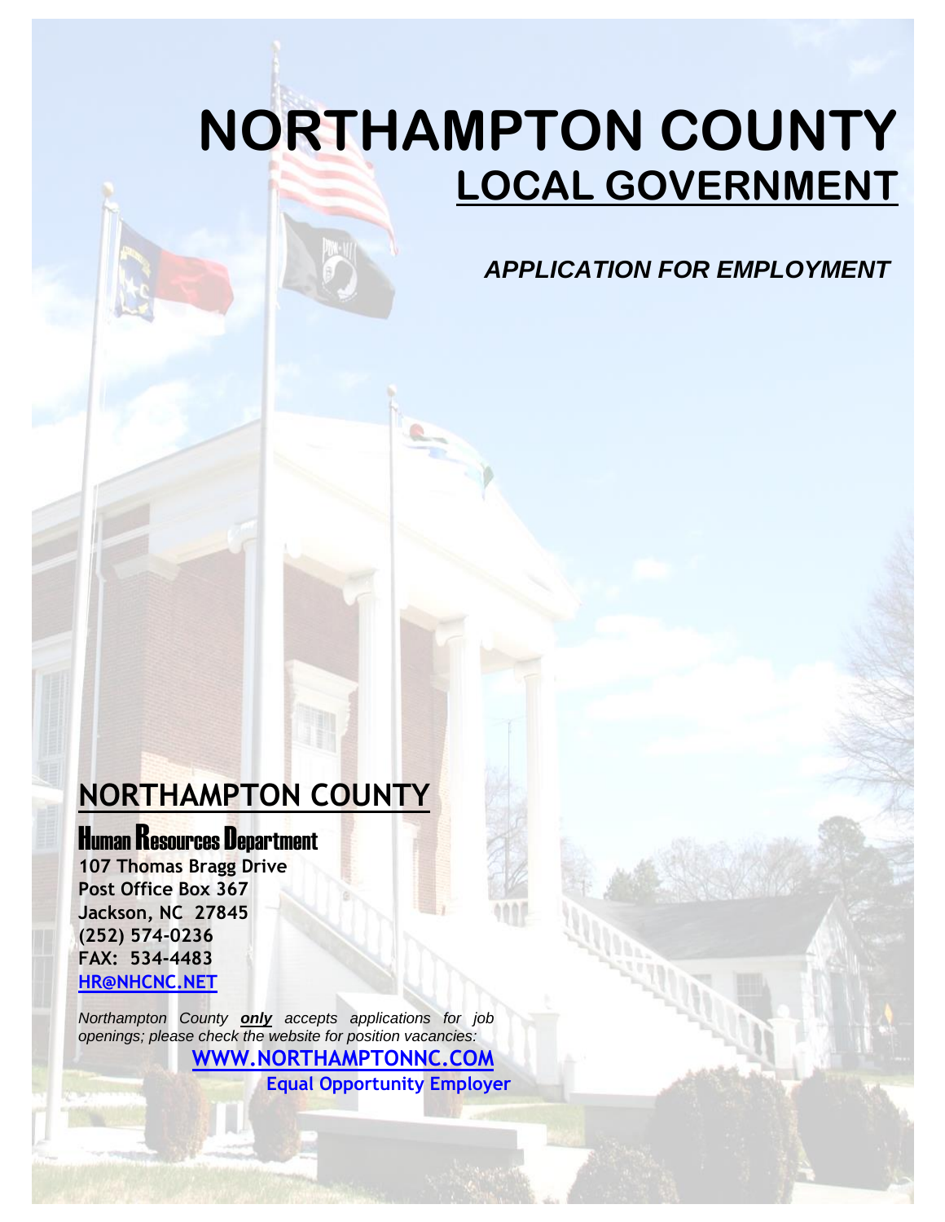# NORTHAMPTON COUNTY

## LOCAL GOVERNMENT

***APPLICATION FOR EMPLOYMENT***

## NORTHAMPTON COUNTY

### Human Resources Department

**107 Thomas Bragg Drive**
**Post Office Box 367**
**Jackson, NC 27845**
**(252) 574-0236**
**FAX: 534-4483**
**HR@NHCNC.NET**

*Northampton County **only** accepts applications for job openings; please check the website for position vacancies:*

**WWW.NORTHAMPTONNC.COM**

**Equal Opportunity Employer**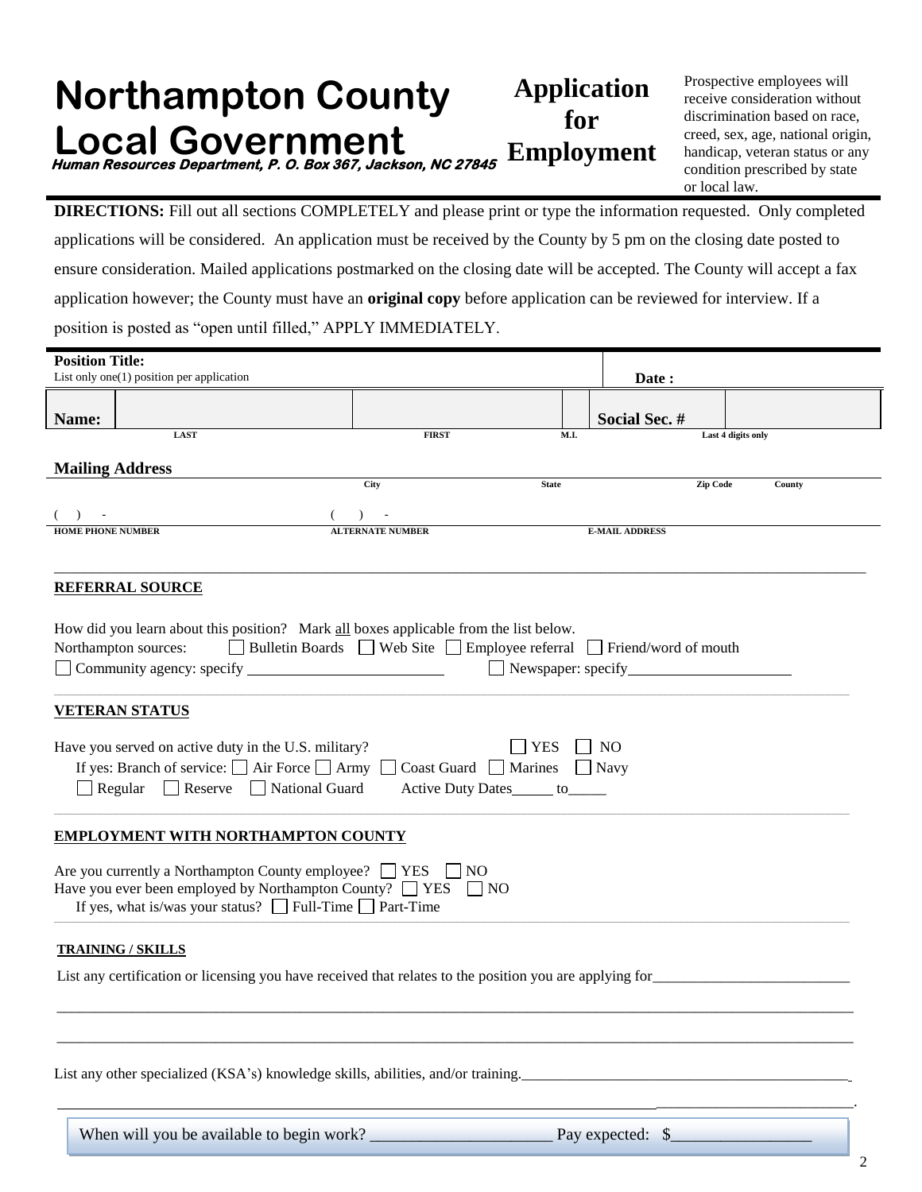# Northampton County Local Government

***Human Resources Department, P. O. Box 367, Jackson, NC 27845***

## Application for Employment

Prospective employees will receive consideration without discrimination based on race, creed, sex, age, national origin, handicap, veteran status or any condition prescribed by state or local law.

**DIRECTIONS:** Fill out all sections COMPLETELY and please print or type the information requested. Only completed applications will be considered. An application must be received by the County by 5 pm on the closing date posted to ensure consideration. Mailed applications postmarked on the closing date will be accepted. The County will accept a fax application however; the County must have an **original copy** before application can be reviewed for interview. If a position is posted as "open until filled," APPLY IMMEDIATELY.

**Position Title:**
List only one(1) position per application

**Date :**

| **Name:** | | | | **Social Sec. #** | |
|---|---|---|---|---|---|
| | LAST | FIRST | M.I. | | Last 4 digits only |

**Mailing Address**

City | State | Zip Code | County

( ) - | ( ) - |
HOME PHONE NUMBER | ALTERNATE NUMBER | E-MAIL ADDRESS

**REFERRAL SOURCE**

How did you learn about this position? Mark all boxes applicable from the list below.

Northampton sources: ☐ Bulletin Boards ☐ Web Site ☐ Employee referral ☐ Friend/word of mouth

☐ Community agency: specify ____________________ ☐ Newspaper: specify____________________

**VETERAN STATUS**

Have you served on active duty in the U.S. military? ☐ YES ☐ NO

If yes: Branch of service: ☐ Air Force ☐ Army ☐ Coast Guard ☐ Marines ☐ Navy

☐ Regular ☐ Reserve ☐ National Guard Active Duty Dates_____ to_____

**EMPLOYMENT WITH NORTHAMPTON COUNTY**

Are you currently a Northampton County employee? ☐ YES ☐ NO

Have you ever been employed by Northampton County? ☐ YES ☐ NO

If yes, what is/was your status? ☐ Full-Time ☐ Part-Time

**TRAINING / SKILLS**

List any certification or licensing you have received that relates to the position you are applying for__________________________

________________________________________________________________________________

________________________________________________________________________________

List any other specialized (KSA's) knowledge skills, abilities, and/or training.____________________________________________

________________________________________________________________________________.

When will you be available to begin work? ______________________ Pay expected: $_________________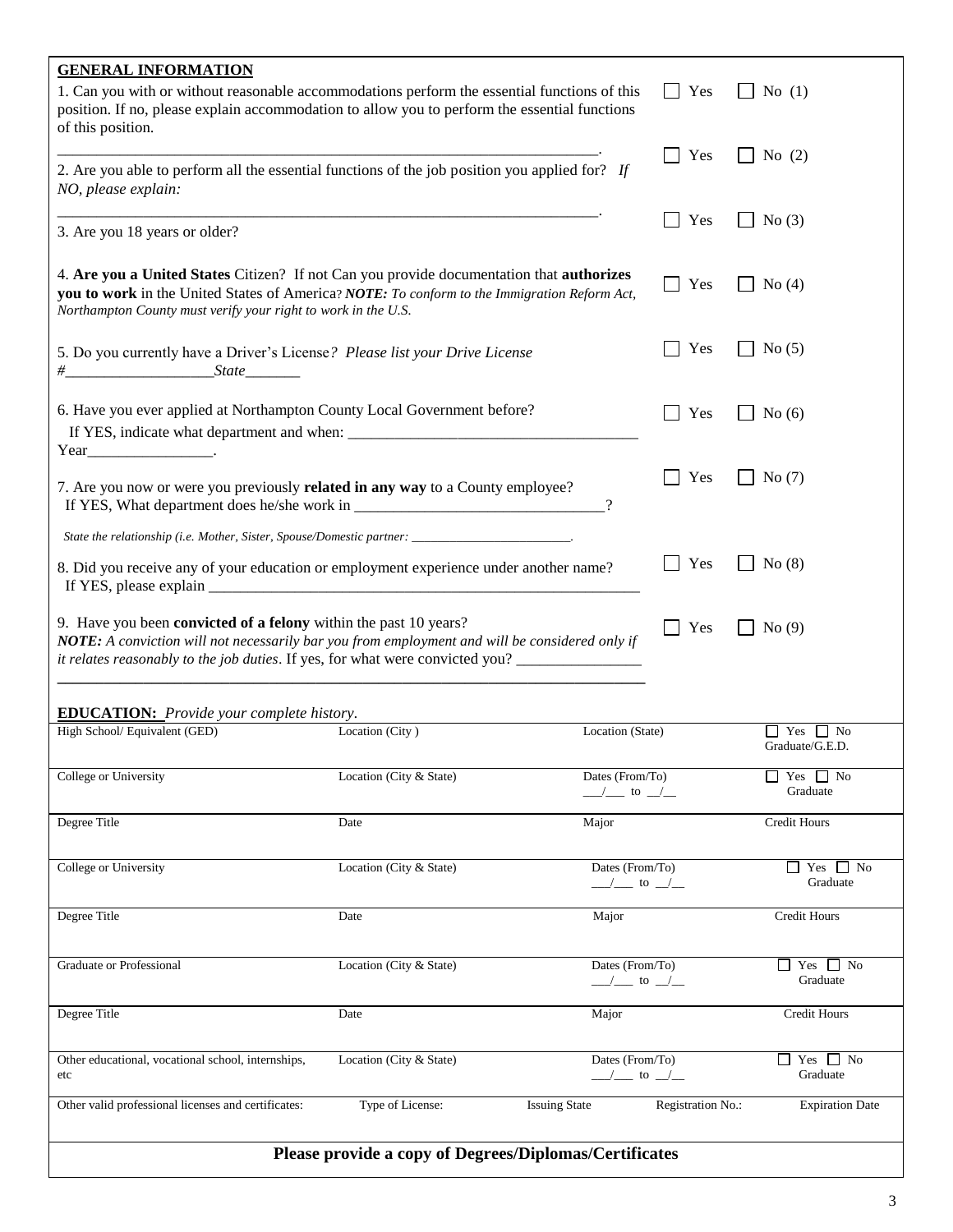## GENERAL INFORMATION

1. Can you with or without reasonable accommodations perform the essential functions of this position. If no, please explain accommodation to allow you to perform the essential functions of this position. ☐ Yes ☐ No (1)

\_\_\_\_\_\_\_\_\_\_\_\_\_\_\_\_\_\_\_\_\_\_\_\_\_\_\_\_\_\_\_\_\_\_\_\_\_\_\_\_\_\_\_\_\_\_\_\_\_\_\_\_\_\_\_\_\_\_\_\_\_\_\_\_\_\_\_\_\_\_.

2. Are you able to perform all the essential functions of the job position you applied for? *If NO, please explain:* ☐ Yes ☐ No (2)

\_\_\_\_\_\_\_\_\_\_\_\_\_\_\_\_\_\_\_\_\_\_\_\_\_\_\_\_\_\_\_\_\_\_\_\_\_\_\_\_\_\_\_\_\_\_\_\_\_\_\_\_\_\_\_\_\_\_\_\_\_\_\_\_\_\_\_\_\_\_.

3. Are you 18 years or older? ☐ Yes ☐ No (3)

4. **Are you a United States** Citizen? If not Can you provide documentation that **authorizes you to work** in the United States of America? ***NOTE:*** *To conform to the Immigration Reform Act, Northampton County must verify your right to work in the U.S.* ☐ Yes ☐ No (4)

5. Do you currently have a Driver's License*? Please list your Drive License #\_\_\_\_\_\_\_\_\_\_\_\_\_\_\_\_\_\_\_State\_\_\_\_\_\_\_* ☐ Yes ☐ No (5)

6. Have you ever applied at Northampton County Local Government before? ☐ Yes ☐ No (6)
If YES, indicate what department and when: \_\_\_\_\_\_\_\_\_\_\_\_\_\_\_\_\_\_\_\_\_\_\_\_\_\_\_\_\_\_\_\_\_\_\_\_\_\_ Year\_\_\_\_\_\_\_\_\_\_\_\_\_\_\_\_.

7. Are you now or were you previously **related in any way** to a County employee? ☐ Yes ☐ No (7)
If YES, What department does he/she work in \_\_\_\_\_\_\_\_\_\_\_\_\_\_\_\_\_\_\_\_\_\_\_\_\_\_\_\_\_\_\_\_?
*State the relationship (i.e. Mother, Sister, Spouse/Domestic partner: \_\_\_\_\_\_\_\_\_\_\_\_\_\_\_\_\_\_\_\_\_\_\_\_\_.*

8. Did you receive any of your education or employment experience under another name? ☐ Yes ☐ No (8)
If YES, please explain \_\_\_\_\_\_\_\_\_\_\_\_\_\_\_\_\_\_\_\_\_\_\_\_\_\_\_\_\_\_\_\_\_\_\_\_\_\_\_\_\_\_\_\_\_\_\_\_\_\_\_\_\_\_\_\_\_

9. Have you been **convicted of a felony** within the past 10 years? ☐ Yes ☐ No (9)
***NOTE:*** *A conviction will not necessarily bar you from employment and will be considered only if it relates reasonably to the job duties*. If yes, for what were convicted you? \_\_\_\_\_\_\_\_\_\_\_\_\_\_\_\_
\_\_\_\_\_\_\_\_\_\_\_\_\_\_\_\_\_\_\_\_\_\_\_\_\_\_\_\_\_\_\_\_\_\_\_\_\_\_\_\_\_\_\_\_\_\_\_\_\_\_\_\_\_\_\_\_\_\_\_\_\_\_\_\_\_\_\_\_\_\_\_\_\_\_\_\_

## EDUCATION: *Provide your complete history*.

| High School/ Equivalent (GED) | Location (City ) | Location (State) | | ☐ Yes ☐ No Graduate/G.E.D. |
|---|---|---|---|---|
| College or University | Location (City & State) | Dates (From/To) \_\_/\_\_ to \_\_/\_\_ | | ☐ Yes ☐ No Graduate |
| Degree Title | Date | Major | | Credit Hours |
| College or University | Location (City & State) | Dates (From/To) \_\_/\_\_ to \_\_/\_\_ | | ☐ Yes ☐ No Graduate |
| Degree Title | Date | Major | | Credit Hours |
| Graduate or Professional | Location (City & State) | Dates (From/To) \_\_/\_\_ to \_\_/\_\_ | | ☐ Yes ☐ No Graduate |
| Degree Title | Date | Major | | Credit Hours |
| Other educational, vocational school, internships, etc | Location (City & State) | Dates (From/To) \_\_/\_\_ to \_\_/\_\_ | | ☐ Yes ☐ No Graduate |
| Other valid professional licenses and certificates: | Type of License: | Issuing State | Registration No.: | Expiration Date |

**Please provide a copy of Degrees/Diplomas/Certificates**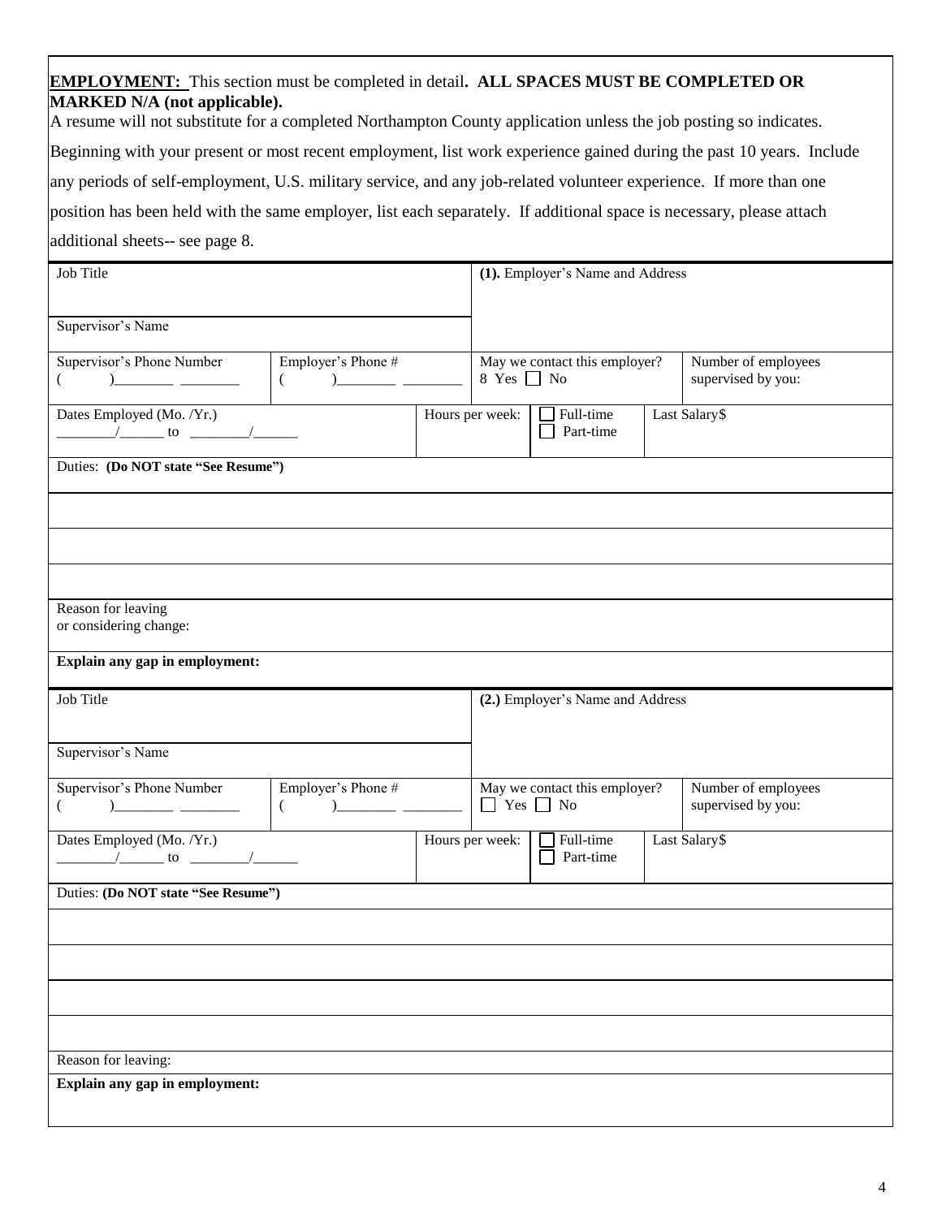**EMPLOYMENT:** This section must be completed in detail**. ALL SPACES MUST BE COMPLETED OR MARKED N/A (not applicable).**

A resume will not substitute for a completed Northampton County application unless the job posting so indicates.

Beginning with your present or most recent employment, list work experience gained during the past 10 years. Include any periods of self-employment, U.S. military service, and any job-related volunteer experience. If more than one position has been held with the same employer, list each separately. If additional space is necessary, please attach additional sheets-- see page 8.

| Job Title | | | **(1).** Employer's Name and Address | | |
|---|---|---|---|---|---|
| Supervisor's Name | | | | | |
| Supervisor's Phone Number ( )________ ________ | Employer's Phone # ( )________ ________ | | May we contact this employer? 8 Yes ☐ No | | Number of employees supervised by you: |
| Dates Employed (Mo. /Yr.) ________/______ to ________/______ | | Hours per week: | ☐ Full-time ☐ Part-time | Last Salary$ | |
| Duties: **(Do NOT state "See Resume")** | | | | | |
| | | | | | |
| | | | | | |
| | | | | | |
| Reason for leaving or considering change: | | | | | |
| **Explain any gap in employment:** | | | | | |

| Job Title | | | **(2.)** Employer's Name and Address | | |
|---|---|---|---|---|---|
| Supervisor's Name | | | | | |
| Supervisor's Phone Number ( )________ ________ | Employer's Phone # ( )________ ________ | | May we contact this employer? ☐ Yes ☐ No | | Number of employees supervised by you: |
| Dates Employed (Mo. /Yr.) ________/______ to ________/______ | | Hours per week: | ☐ Full-time ☐ Part-time | Last Salary$ | |
| Duties: **(Do NOT state "See Resume")** | | | | | |
| | | | | | |
| | | | | | |
| | | | | | |
| | | | | | |
| Reason for leaving: | | | | | |
| **Explain any gap in employment:** | | | | | |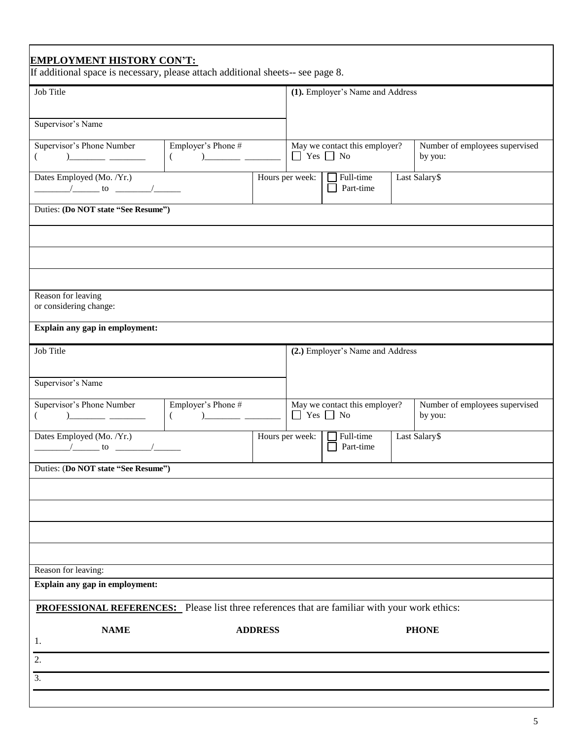## EMPLOYMENT HISTORY CON'T:

If additional space is necessary, please attach additional sheets-- see page 8.

| Job Title | | | **(1).** Employer's Name and Address | |
|---|---|---|---|---|
| Supervisor's Name | | | | |
| Supervisor's Phone Number ( )________ ________ | Employer's Phone # ( )________ ________ | | May we contact this employer? ☐ Yes ☐ No | Number of employees supervised by you: |
| Dates Employed (Mo. /Yr.) ________/______ to ________/______ | | Hours per week: | ☐ Full-time ☐ Part-time | Last Salary$ |
| Duties: **(Do NOT state "See Resume")** | | | | |
| | | | | |
| | | | | |
| | | | | |
| Reason for leaving or considering change: | | | | |
| **Explain any gap in employment:** | | | | |

| Job Title | | | **(2.)** Employer's Name and Address | |
|---|---|---|---|---|
| Supervisor's Name | | | | |
| Supervisor's Phone Number ( )________ ________ | Employer's Phone # ( )________ ________ | | May we contact this employer? ☐ Yes ☐ No | Number of employees supervised by you: |
| Dates Employed (Mo. /Yr.) ________/______ to ________/______ | | Hours per week: | ☐ Full-time ☐ Part-time | Last Salary$ |
| Duties: (**Do NOT state "See Resume")** | | | | |
| | | | | |
| | | | | |
| | | | | |
| | | | | |
| Reason for leaving: | | | | |
| **Explain any gap in employment:** | | | | |

**PROFESSIONAL REFERENCES:** Please list three references that are familiar with your work ethics:

| | NAME | ADDRESS | PHONE |
|---|---|---|---|
| 1. | | | |
| 2. | | | |
| 3. | | | |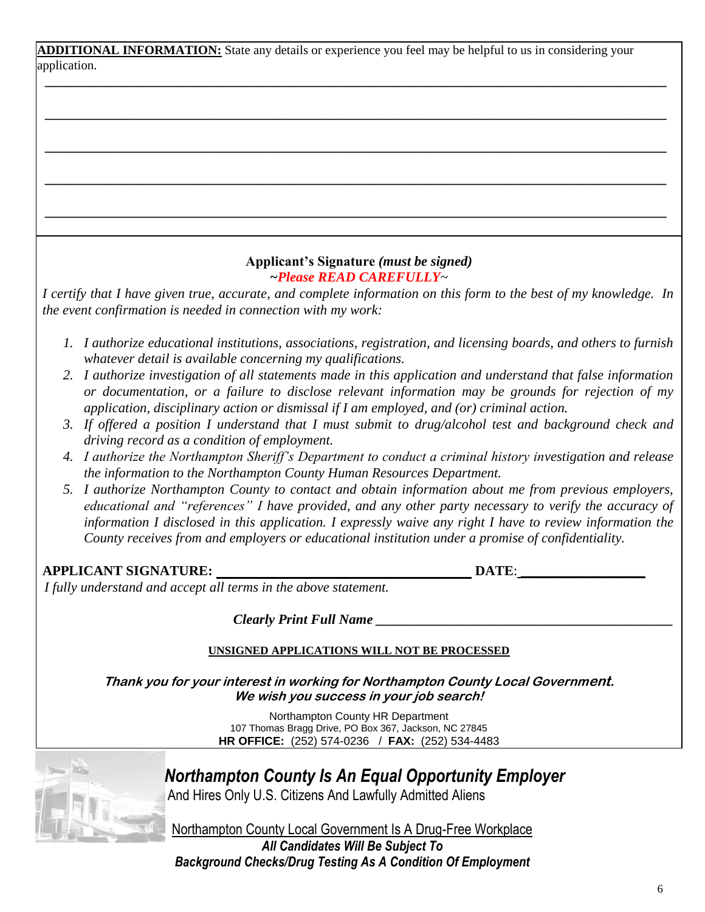**ADDITIONAL INFORMATION:** State any details or experience you feel may be helpful to us in considering your application.

\_\_\_\_\_\_\_\_\_\_\_\_\_\_\_\_\_\_\_\_\_\_\_\_\_\_\_\_\_\_\_\_\_\_\_\_\_\_\_\_\_\_\_\_\_\_\_\_\_\_\_\_\_\_\_\_\_\_\_\_\_\_\_\_\_\_\_\_\_\_\_\_\_\_\_\_

\_\_\_\_\_\_\_\_\_\_\_\_\_\_\_\_\_\_\_\_\_\_\_\_\_\_\_\_\_\_\_\_\_\_\_\_\_\_\_\_\_\_\_\_\_\_\_\_\_\_\_\_\_\_\_\_\_\_\_\_\_\_\_\_\_\_\_\_\_\_\_\_\_\_\_\_

\_\_\_\_\_\_\_\_\_\_\_\_\_\_\_\_\_\_\_\_\_\_\_\_\_\_\_\_\_\_\_\_\_\_\_\_\_\_\_\_\_\_\_\_\_\_\_\_\_\_\_\_\_\_\_\_\_\_\_\_\_\_\_\_\_\_\_\_\_\_\_\_\_\_\_\_

\_\_\_\_\_\_\_\_\_\_\_\_\_\_\_\_\_\_\_\_\_\_\_\_\_\_\_\_\_\_\_\_\_\_\_\_\_\_\_\_\_\_\_\_\_\_\_\_\_\_\_\_\_\_\_\_\_\_\_\_\_\_\_\_\_\_\_\_\_\_\_\_\_\_\_\_

\_\_\_\_\_\_\_\_\_\_\_\_\_\_\_\_\_\_\_\_\_\_\_\_\_\_\_\_\_\_\_\_\_\_\_\_\_\_\_\_\_\_\_\_\_\_\_\_\_\_\_\_\_\_\_\_\_\_\_\_\_\_\_\_\_\_\_\_\_\_\_\_\_\_\_\_

**Applicant's Signature** ***(must be signed)***

*~Please READ CAREFULLY~*

*I certify that I have given true, accurate, and complete information on this form to the best of my knowledge. In the event confirmation is needed in connection with my work:*

1. *I authorize educational institutions, associations, registration, and licensing boards, and others to furnish whatever detail is available concerning my qualifications.*
2. *I authorize investigation of all statements made in this application and understand that false information or documentation, or a failure to disclose relevant information may be grounds for rejection of my application, disciplinary action or dismissal if I am employed, and (or) criminal action.*
3. *If offered a position I understand that I must submit to drug/alcohol test and background check and driving record as a condition of employment.*
4. *I authorize the Northampton Sheriff's Department to conduct a criminal history investigation and release the information to the Northampton County Human Resources Department.*
5. *I authorize Northampton County to contact and obtain information about me from previous employers, educational and "references" I have provided, and any other party necessary to verify the accuracy of information I disclosed in this application. I expressly waive any right I have to review information the County receives from and employers or educational institution under a promise of confidentiality.*

**APPLICANT SIGNATURE:** \_\_\_\_\_\_\_\_\_\_\_\_\_\_\_\_\_\_\_\_\_\_\_\_\_\_\_\_\_\_\_\_\_\_\_ **DATE**:\_\_\_\_\_\_\_\_\_\_\_\_\_\_\_\_\_

*I fully understand and accept all terms in the above statement.*

***Clearly Print Full Name*** \_\_\_\_\_\_\_\_\_\_\_\_\_\_\_\_\_\_\_\_\_\_\_\_\_\_\_\_\_\_\_\_\_\_\_\_\_\_\_\_\_\_

**UNSIGNED APPLICATIONS WILL NOT BE PROCESSED**

***Thank you for your interest in working for Northampton County Local Government.***
***We wish you success in your job search!***

Northampton County HR Department
107 Thomas Bragg Drive, PO Box 367, Jackson, NC 27845
**HR OFFICE:** (252) 574-0236 / **FAX:** (252) 534-4483

***Northampton County Is An Equal Opportunity Employer***
And Hires Only U.S. Citizens And Lawfully Admitted Aliens

Northampton County Local Government Is A Drug-Free Workplace
***All Candidates Will Be Subject To***
***Background Checks/Drug Testing As A Condition Of Employment***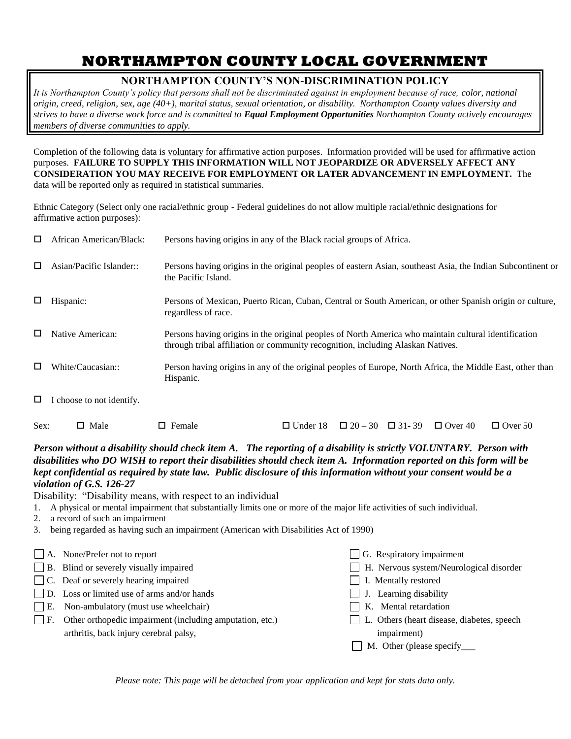# NORTHAMPTON COUNTY LOCAL GOVERNMENT

## NORTHAMPTON COUNTY'S NON-DISCRIMINATION POLICY

*It is Northampton County's policy that persons shall not be discriminated against in employment because of race, color, national origin, creed, religion, sex, age (40+), marital status, sexual orientation, or disability. Northampton County values diversity and strives to have a diverse work force and is committed to **Equal Employment Opportunities** Northampton County actively encourages members of diverse communities to apply.*

Completion of the following data is voluntary for affirmative action purposes. Information provided will be used for affirmative action purposes. **FAILURE TO SUPPLY THIS INFORMATION WILL NOT JEOPARDIZE OR ADVERSELY AFFECT ANY CONSIDERATION YOU MAY RECEIVE FOR EMPLOYMENT OR LATER ADVANCEMENT IN EMPLOYMENT.** The data will be reported only as required in statistical summaries.

Ethnic Category (Select only one racial/ethnic group - Federal guidelines do not allow multiple racial/ethnic designations for affirmative action purposes):

| | | |
|---|---|---|
| ☐ | African American/Black: | Persons having origins in any of the Black racial groups of Africa. |
| ☐ | Asian/Pacific Islander:: | Persons having origins in the original peoples of eastern Asian, southeast Asia, the Indian Subcontinent or the Pacific Island. |
| ☐ | Hispanic: | Persons of Mexican, Puerto Rican, Cuban, Central or South American, or other Spanish origin or culture, regardless of race. |
| ☐ | Native American: | Persons having origins in the original peoples of North America who maintain cultural identification through tribal affiliation or community recognition, including Alaskan Natives. |
| ☐ | White/Caucasian:: | Person having origins in any of the original peoples of Europe, North Africa, the Middle East, other than Hispanic. |
| ☐ | I choose to not identify. | |

Sex: ☐ Male ☐ Female ☐ Under 18 ☐ 20 – 30 ☐ 31- 39 ☐ Over 40 ☐ Over 50

***Person without a disability should check item A. The reporting of a disability is strictly VOLUNTARY. Person with disabilities who DO WISH to report their disabilities should check item A. Information reported on this form will be kept confidential as required by state law. Public disclosure of this information without your consent would be a violation of G.S. 126-27***

Disability: "Disability means, with respect to an individual

1. A physical or mental impairment that substantially limits one or more of the major life activities of such individual.
2. a record of such an impairment
3. being regarded as having such an impairment (American with Disabilities Act of 1990)

- ☐ A. None/Prefer not to report
- ☐ B. Blind or severely visually impaired
- ☐ C. Deaf or severely hearing impaired
- ☐ D. Loss or limited use of arms and/or hands
- ☐ E. Non-ambulatory (must use wheelchair)
- ☐ F. Other orthopedic impairment (including amputation, etc.) arthritis, back injury cerebral palsy,
- ☐ G. Respiratory impairment
- ☐ H. Nervous system/Neurological disorder
- ☐ I. Mentally restored
- ☐ J. Learning disability
- ☐ K. Mental retardation
- ☐ L. Others (heart disease, diabetes, speech impairment)
- ☐ M. Other (please specify___

*Please note: This page will be detached from your application and kept for stats data only.*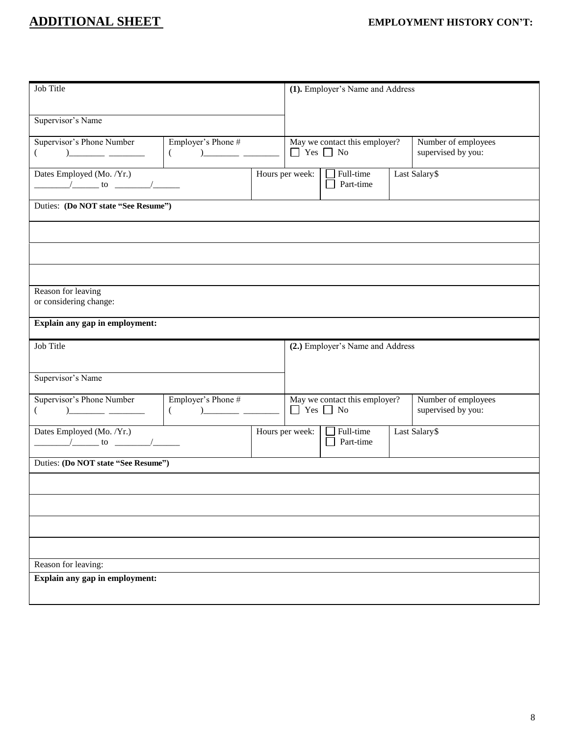## ADDITIONAL SHEET

**EMPLOYMENT HISTORY CON'T:**

| | | | | | |
|---|---|---|---|---|---|
| Job Title | | | **(1).** Employer's Name and Address | | |
| Supervisor's Name | | | | | |
| Supervisor's Phone Number<br>( )________ ________ | Employer's Phone #<br>( )________ ________ | | May we contact this employer?<br>☐ Yes ☐ No | | Number of employees supervised by you: |
| Dates Employed (Mo. /Yr.)<br>________/______ to ________/______ | | Hours per week: | ☐ Full-time<br>☐ Part-time | Last Salary$ | |
| Duties: **(Do NOT state "See Resume")** | | | | | |
| | | | | | |
| | | | | | |
| | | | | | |
| Reason for leaving or considering change: | | | | | |
| **Explain any gap in employment:** | | | | | |

| | | | | | |
|---|---|---|---|---|---|
| Job Title | | | **(2.)** Employer's Name and Address | | |
| Supervisor's Name | | | | | |
| Supervisor's Phone Number<br>( )________ ________ | Employer's Phone #<br>( )________ ________ | | May we contact this employer?<br>☐ Yes ☐ No | | Number of employees supervised by you: |
| Dates Employed (Mo. /Yr.)<br>________/______ to ________/______ | | Hours per week: | ☐ Full-time<br>☐ Part-time | Last Salary$ | |
| Duties: **(Do NOT state "See Resume")** | | | | | |
| | | | | | |
| | | | | | |
| | | | | | |
| | | | | | |
| Reason for leaving: | | | | | |
| **Explain any gap in employment:** | | | | | |